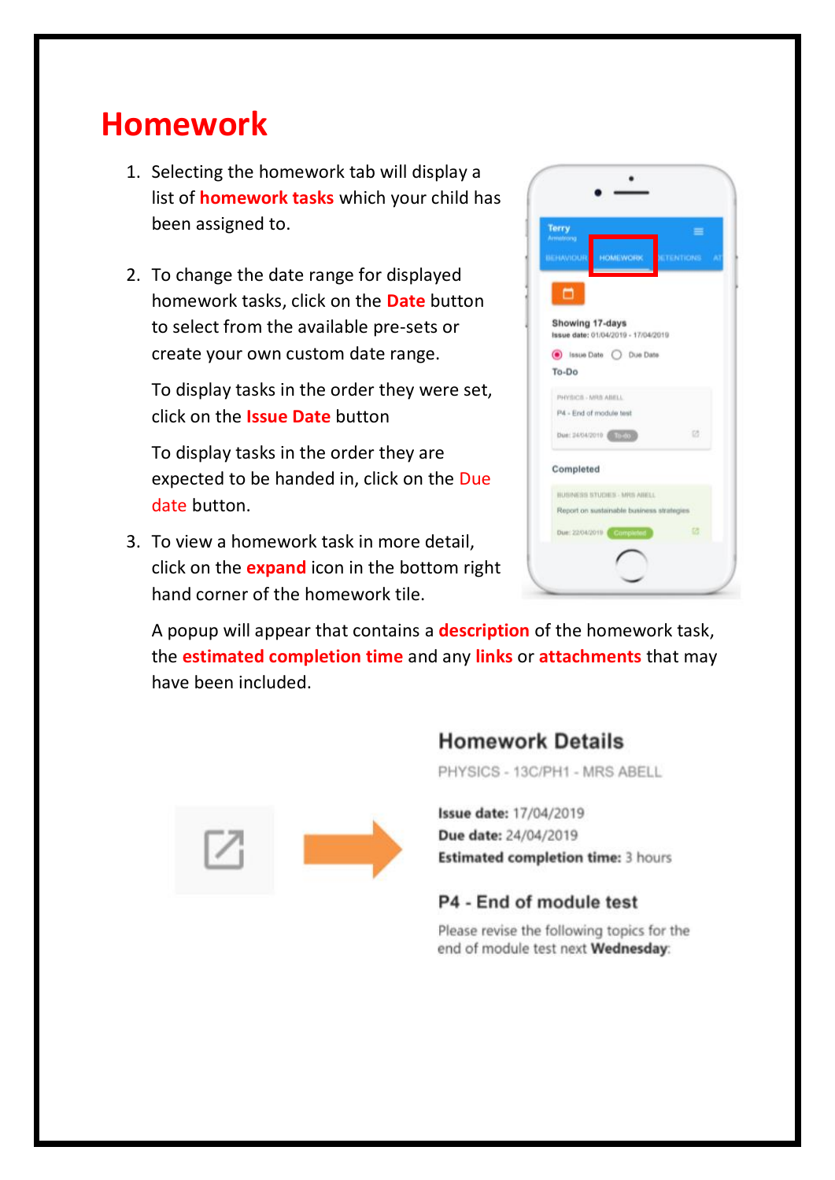# Homework

1. Selecting the homework tab will display a list of **homework tasks** which your child has been assigned to.

2. To change the date range for displayed homework tasks, click on the **Date** button to select from the available pre-sets or create your own custom date range.

   To display tasks in the order they were set, click on the **Issue Date** button

   To display tasks in the order they are expected to be handed in, click on the Due date button.

3. To view a homework task in more detail, click on the **expand** icon in the bottom right hand corner of the homework tile.

   A popup will appear that contains a **description** of the homework task, the **estimated completion time** and any **links** or **attachments** that may have been included.

**Homework Details**

PHYSICS - 13C/PH1 - MRS ABELL

**Issue date:** 17/04/2019
**Due date:** 24/04/2019
**Estimated completion time:** 3 hours

**P4 - End of module test**

Please revise the following topics for the end of module test next **Wednesday**: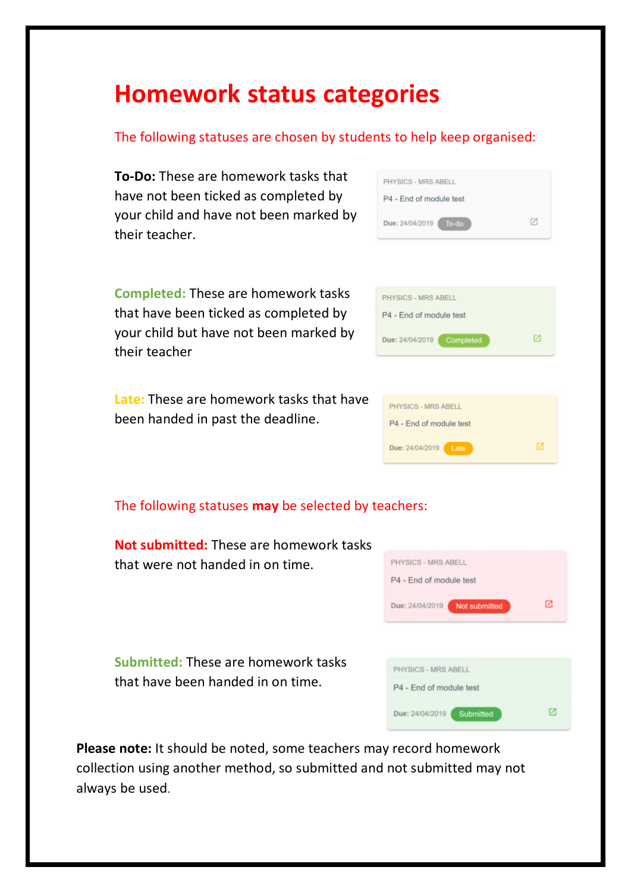# Homework status categories

The following statuses are chosen by students to help keep organised:

**To-Do:** These are homework tasks that have not been ticked as completed by your child and have not been marked by their teacher.

PHYSICS - MRS ABELL
P4 - End of module test
**Due:** 24/04/2019 To-do

**Completed:** These are homework tasks that have been ticked as completed by your child but have not been marked by their teacher

PHYSICS - MRS ABELL
P4 - End of module test
**Due:** 24/04/2019 Completed

**Late:** These are homework tasks that have been handed in past the deadline.

PHYSICS - MRS ABELL
P4 - End of module test
**Due:** 24/04/2019 Late

The following statuses **may** be selected by teachers:

**Not submitted:** These are homework tasks that were not handed in on time.

PHYSICS - MRS ABELL
P4 - End of module test
**Due:** 24/04/2019 Not submitted

**Submitted:** These are homework tasks that have been handed in on time.

PHYSICS - MRS ABELL
P4 - End of module test
**Due:** 24/04/2019 Submitted

**Please note:** It should be noted, some teachers may record homework collection using another method, so submitted and not submitted may not always be used.